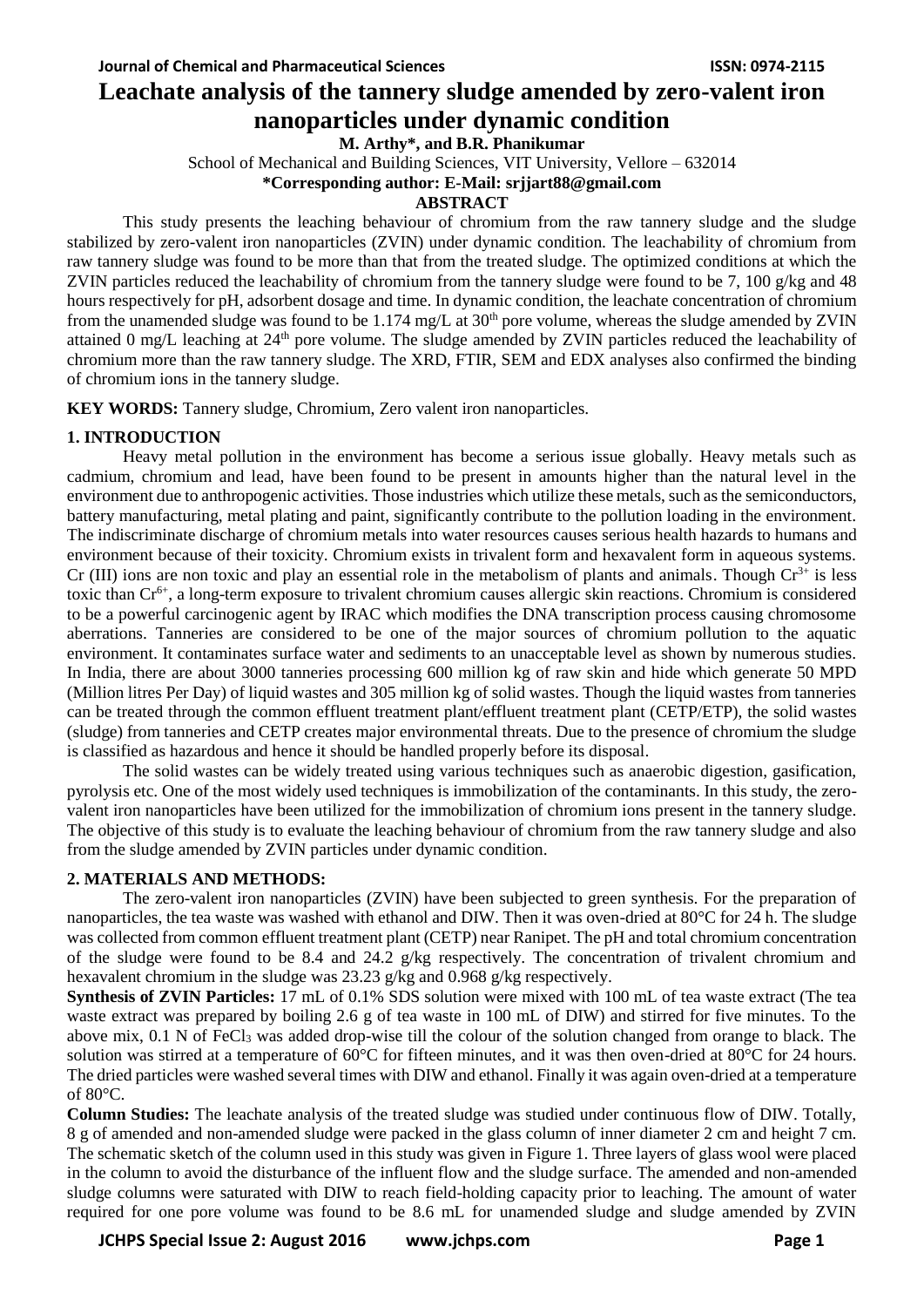# Leachate analysis of the tannery sludge amended by zero-valent iron nanoparticles under dynamic condition

**M. Arthy\*, and B.R. Phanikumar**

School of Mechanical and Building Sciences, VIT University, Vellore – 632014

**\*Corresponding author: E-Mail: srjjart88@gmail.com**

## ABSTRACT

This study presents the leaching behaviour of chromium from the raw tannery sludge and the sludge stabilized by zero-valent iron nanoparticles (ZVIN) under dynamic condition. The leachability of chromium from raw tannery sludge was found to be more than that from the treated sludge. The optimized conditions at which the ZVIN particles reduced the leachability of chromium from the tannery sludge were found to be 7, 100 g/kg and 48 hours respectively for pH, adsorbent dosage and time. In dynamic condition, the leachate concentration of chromium from the unamended sludge was found to be 1.174 mg/L at 30th pore volume, whereas the sludge amended by ZVIN attained 0 mg/L leaching at 24th pore volume. The sludge amended by ZVIN particles reduced the leachability of chromium more than the raw tannery sludge. The XRD, FTIR, SEM and EDX analyses also confirmed the binding of chromium ions in the tannery sludge.

**KEY WORDS:** Tannery sludge, Chromium, Zero valent iron nanoparticles.

## 1. INTRODUCTION

Heavy metal pollution in the environment has become a serious issue globally. Heavy metals such as cadmium, chromium and lead, have been found to be present in amounts higher than the natural level in the environment due to anthropogenic activities. Those industries which utilize these metals, such as the semiconductors, battery manufacturing, metal plating and paint, significantly contribute to the pollution loading in the environment. The indiscriminate discharge of chromium metals into water resources causes serious health hazards to humans and environment because of their toxicity. Chromium exists in trivalent form and hexavalent form in aqueous systems. Cr (III) ions are non toxic and play an essential role in the metabolism of plants and animals. Though $Cr^{3+}$ is less toxic than $Cr^{6+}$, a long-term exposure to trivalent chromium causes allergic skin reactions. Chromium is considered to be a powerful carcinogenic agent by IRAC which modifies the DNA transcription process causing chromosome aberrations. Tanneries are considered to be one of the major sources of chromium pollution to the aquatic environment. It contaminates surface water and sediments to an unacceptable level as shown by numerous studies. In India, there are about 3000 tanneries processing 600 million kg of raw skin and hide which generate 50 MPD (Million litres Per Day) of liquid wastes and 305 million kg of solid wastes. Though the liquid wastes from tanneries can be treated through the common effluent treatment plant/effluent treatment plant (CETP/ETP), the solid wastes (sludge) from tanneries and CETP creates major environmental threats. Due to the presence of chromium the sludge is classified as hazardous and hence it should be handled properly before its disposal.

The solid wastes can be widely treated using various techniques such as anaerobic digestion, gasification, pyrolysis etc. One of the most widely used techniques is immobilization of the contaminants. In this study, the zero-valent iron nanoparticles have been utilized for the immobilization of chromium ions present in the tannery sludge. The objective of this study is to evaluate the leaching behaviour of chromium from the raw tannery sludge and also from the sludge amended by ZVIN particles under dynamic condition.

## 2. MATERIALS AND METHODS:

The zero-valent iron nanoparticles (ZVIN) have been subjected to green synthesis. For the preparation of nanoparticles, the tea waste was washed with ethanol and DIW. Then it was oven-dried at 80°C for 24 h. The sludge was collected from common effluent treatment plant (CETP) near Ranipet. The pH and total chromium concentration of the sludge were found to be 8.4 and 24.2 g/kg respectively. The concentration of trivalent chromium and hexavalent chromium in the sludge was 23.23 g/kg and 0.968 g/kg respectively.

**Synthesis of ZVIN Particles:** 17 mL of 0.1% SDS solution were mixed with 100 mL of tea waste extract (The tea waste extract was prepared by boiling 2.6 g of tea waste in 100 mL of DIW) and stirred for five minutes. To the above mix, 0.1 N of $FeCl_3$ was added drop-wise till the colour of the solution changed from orange to black. The solution was stirred at a temperature of 60°C for fifteen minutes, and it was then oven-dried at 80°C for 24 hours. The dried particles were washed several times with DIW and ethanol. Finally it was again oven-dried at a temperature of 80°C.

**Column Studies:** The leachate analysis of the treated sludge was studied under continuous flow of DIW. Totally, 8 g of amended and non-amended sludge were packed in the glass column of inner diameter 2 cm and height 7 cm. The schematic sketch of the column used in this study was given in Figure 1. Three layers of glass wool were placed in the column to avoid the disturbance of the influent flow and the sludge surface. The amended and non-amended sludge columns were saturated with DIW to reach field-holding capacity prior to leaching. The amount of water required for one pore volume was found to be 8.6 mL for unamended sludge and sludge amended by ZVIN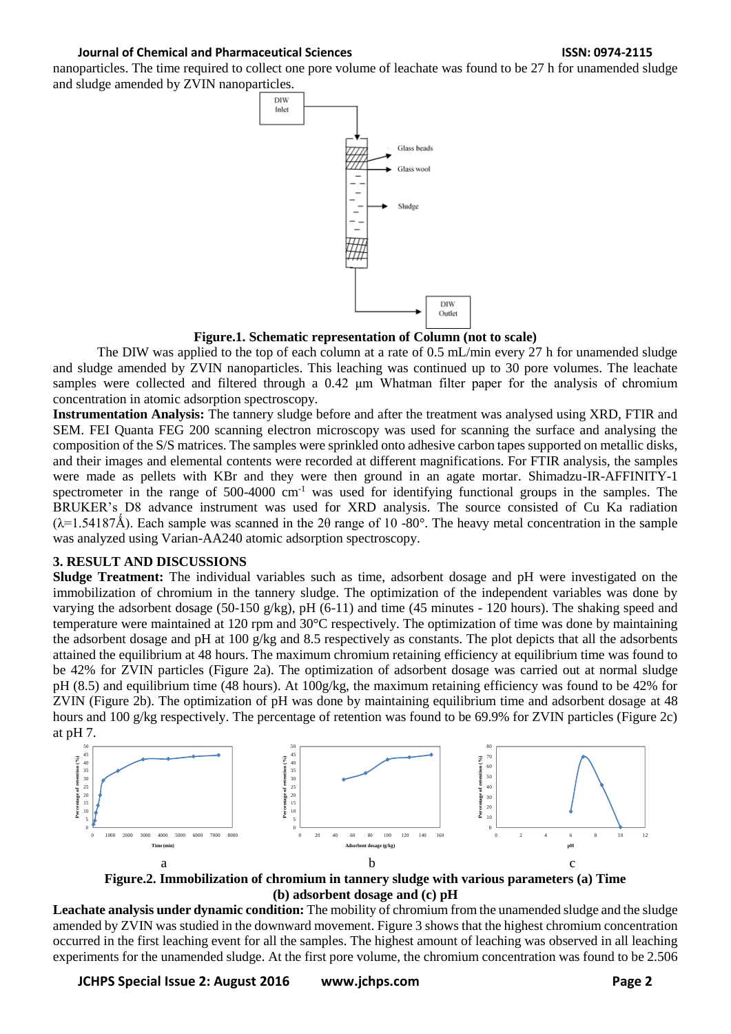nanoparticles. The time required to collect one pore volume of leachate was found to be 27 h for unamended sludge and sludge amended by ZVIN nanoparticles.

**Figure.1. Schematic representation of Column (not to scale)**

The DIW was applied to the top of each column at a rate of 0.5 mL/min every 27 h for unamended sludge and sludge amended by ZVIN nanoparticles. This leaching was continued up to 30 pore volumes. The leachate samples were collected and filtered through a 0.42 µm Whatman filter paper for the analysis of chromium concentration in atomic adsorption spectroscopy.

**Instrumentation Analysis:** The tannery sludge before and after the treatment was analysed using XRD, FTIR and SEM. FEI Quanta FEG 200 scanning electron microscopy was used for scanning the surface and analysing the composition of the S/S matrices. The samples were sprinkled onto adhesive carbon tapes supported on metallic disks, and their images and elemental contents were recorded at different magnifications. For FTIR analysis, the samples were made as pellets with KBr and they were then ground in an agate mortar. Shimadzu-IR-AFFINITY-1 spectrometer in the range of 500-4000 $cm^{-1}$ was used for identifying functional groups in the samples. The BRUKER's D8 advance instrument was used for XRD analysis. The source consisted of Cu Ka radiation ($\lambda$=1.54187Å). Each sample was scanned in the 2θ range of 10 -80°. The heavy metal concentration in the sample was analyzed using Varian-AA240 atomic adsorption spectroscopy.

## 3. RESULT AND DISCUSSIONS

**Sludge Treatment:** The individual variables such as time, adsorbent dosage and pH were investigated on the immobilization of chromium in the tannery sludge. The optimization of the independent variables was done by varying the adsorbent dosage (50-150 g/kg), pH (6-11) and time (45 minutes - 120 hours). The shaking speed and temperature were maintained at 120 rpm and 30°C respectively. The optimization of time was done by maintaining the adsorbent dosage and pH at 100 g/kg and 8.5 respectively as constants. The plot depicts that all the adsorbents attained the equilibrium at 48 hours. The maximum chromium retaining efficiency at equilibrium time was found to be 42% for ZVIN particles (Figure 2a). The optimization of adsorbent dosage was carried out at normal sludge pH (8.5) and equilibrium time (48 hours). At 100g/kg, the maximum retaining efficiency was found to be 42% for ZVIN (Figure 2b). The optimization of pH was done by maintaining equilibrium time and adsorbent dosage at 48 hours and 100 g/kg respectively. The percentage of retention was found to be 69.9% for ZVIN particles (Figure 2c) at pH 7.

a b c

**Figure.2. Immobilization of chromium in tannery sludge with various parameters (a) Time (b) adsorbent dosage and (c) pH**

**Leachate analysis under dynamic condition:** The mobility of chromium from the unamended sludge and the sludge amended by ZVIN was studied in the downward movement. Figure 3 shows that the highest chromium concentration occurred in the first leaching event for all the samples. The highest amount of leaching was observed in all leaching experiments for the unamended sludge. At the first pore volume, the chromium concentration was found to be 2.506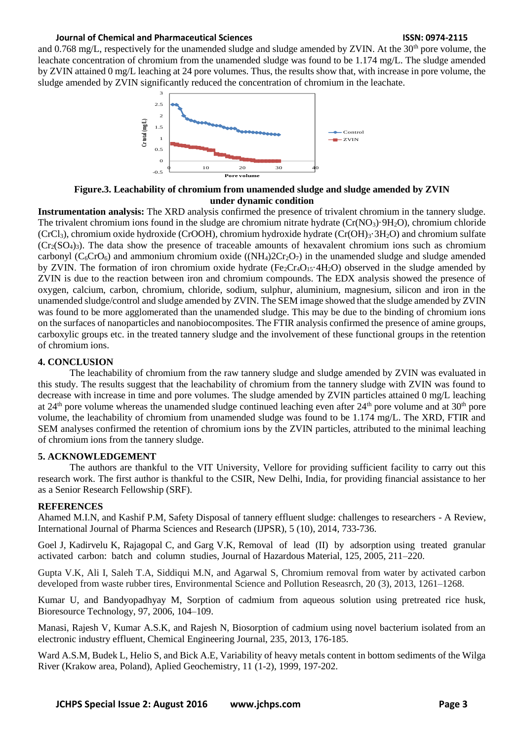and 0.768 mg/L, respectively for the unamended sludge and sludge amended by ZVIN. At the 30[th] pore volume, the leachate concentration of chromium from the unamended sludge was found to be 1.174 mg/L. The sludge amended by ZVIN attained 0 mg/L leaching at 24 pore volumes. Thus, the results show that, with increase in pore volume, the sludge amended by ZVIN significantly reduced the concentration of chromium in the leachate.

Cr total (mg/L)

3
2.5
2
1.5
1
0.5
0
-0.5

0
10
20
30
40

Pore volume

Control
ZVIN

**Figure.3. Leachability of chromium from unamended sludge and sludge amended by ZVIN under dynamic condition**

**Instrumentation analysis:** The XRD analysis confirmed the presence of trivalent chromium in the tannery sludge. The trivalent chromium ions found in the sludge are chromium nitrate hydrate ($Cr(NO_3)\cdot 9H_2O$), chromium chloride ($CrCl_3$), chromium oxide hydroxide (CrOOH), chromium hydroxide hydrate ($Cr(OH)_3\cdot 3H_2O$) and chromium sulfate ($Cr_2(SO_4)_3$). The data show the presence of traceable amounts of hexavalent chromium ions such as chromium carbonyl ($C_6CrO_6$) and ammonium chromium oxide ($(NH_4)2Cr_2O_7$) in the unamended sludge and sludge amended by ZVIN. The formation of iron chromium oxide hydrate ($Fe_2Cr_4O_{15}\cdot 4H_2O$) observed in the sludge amended by ZVIN is due to the reaction between iron and chromium compounds. The EDX analysis showed the presence of oxygen, calcium, carbon, chromium, chloride, sodium, sulphur, aluminium, magnesium, silicon and iron in the unamended sludge/control and sludge amended by ZVIN. The SEM image showed that the sludge amended by ZVIN was found to be more agglomerated than the unamended sludge. This may be due to the binding of chromium ions on the surfaces of nanoparticles and nanobiocomposites. The FTIR analysis confirmed the presence of amine groups, carboxylic groups etc. in the treated tannery sludge and the involvement of these functional groups in the retention of chromium ions.

## 4. CONCLUSION

The leachability of chromium from the raw tannery sludge and sludge amended by ZVIN was evaluated in this study. The results suggest that the leachability of chromium from the tannery sludge with ZVIN was found to decrease with increase in time and pore volumes. The sludge amended by ZVIN particles attained 0 mg/L leaching at 24[th] pore volume whereas the unamended sludge continued leaching even after 24[th] pore volume and at 30[th] pore volume, the leachability of chromium from unamended sludge was found to be 1.174 mg/L. The XRD, FTIR and SEM analyses confirmed the retention of chromium ions by the ZVIN particles, attributed to the minimal leaching of chromium ions from the tannery sludge.

## 5. ACKNOWLEDGEMENT

The authors are thankful to the VIT University, Vellore for providing sufficient facility to carry out this research work. The first author is thankful to the CSIR, New Delhi, India, for providing financial assistance to her as a Senior Research Fellowship (SRF).

## REFERENCES

Ahamed M.I.N, and Kashif P.M, Safety Disposal of tannery effluent sludge: challenges to researchers - A Review, International Journal of Pharma Sciences and Research (IJPSR), 5 (10), 2014, 733-736.

Goel J, Kadirvelu K, Rajagopal C, and Garg V.K, Removal of lead (II) by adsorption using treated granular activated carbon: batch and column studies, Journal of Hazardous Material, 125, 2005, 211–220.

Gupta V.K, Ali I, Saleh T.A, Siddiqui M.N, and Agarwal S, Chromium removal from water by activated carbon developed from waste rubber tires, Environmental Science and Pollution Reseasrch, 20 (3), 2013, 1261–1268.

Kumar U, and Bandyopadhyay M, Sorption of cadmium from aqueous solution using pretreated rice husk, Bioresource Technology, 97, 2006, 104–109.

Manasi, Rajesh V, Kumar A.S.K, and Rajesh N, Biosorption of cadmium using novel bacterium isolated from an electronic industry effluent, Chemical Engineering Journal, 235, 2013, 176-185.

Ward A.S.M, Budek L, Helio S, and Bick A.E, Variability of heavy metals content in bottom sediments of the Wilga River (Krakow area, Poland), Aplied Geochemistry, 11 (1-2), 1999, 197-202.